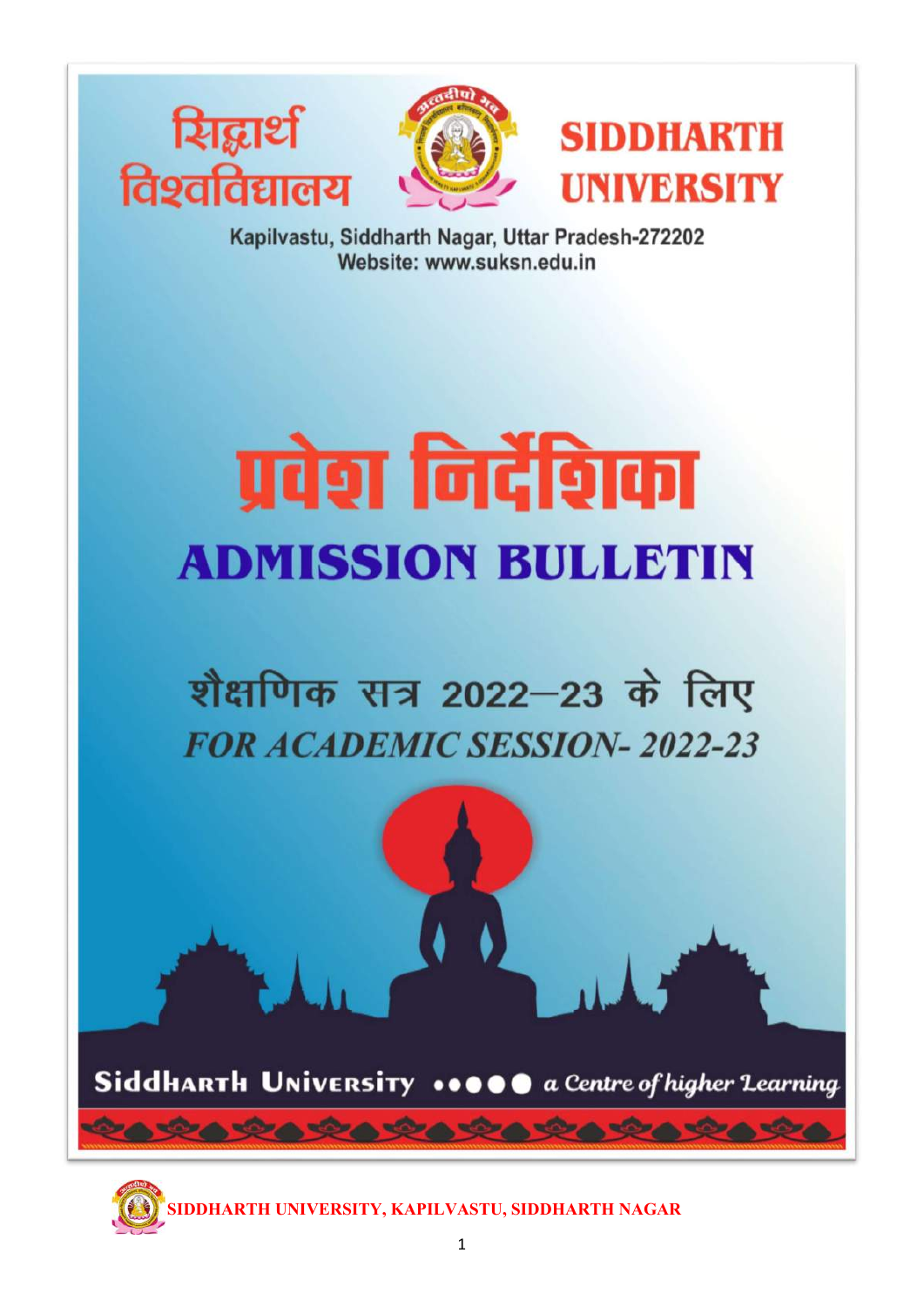# सिद्धार्थ विश्वविद्यालय

# SIDDHARTH UNIVERSITY

Kapilvastu, Siddharth Nagar, Uttar Pradesh-272202
Website: www.suksn.edu.in

# प्रवेश निर्देशिका

# ADMISSION BULLETIN

## शैक्षणिक सत्र 2022–23 के लिए

## *FOR ACADEMIC SESSION- 2022-23*

Siddharth University ••••• *a Centre of higher Learning*

**SIDDHARTH UNIVERSITY, KAPILVASTU, SIDDHARTH NAGAR**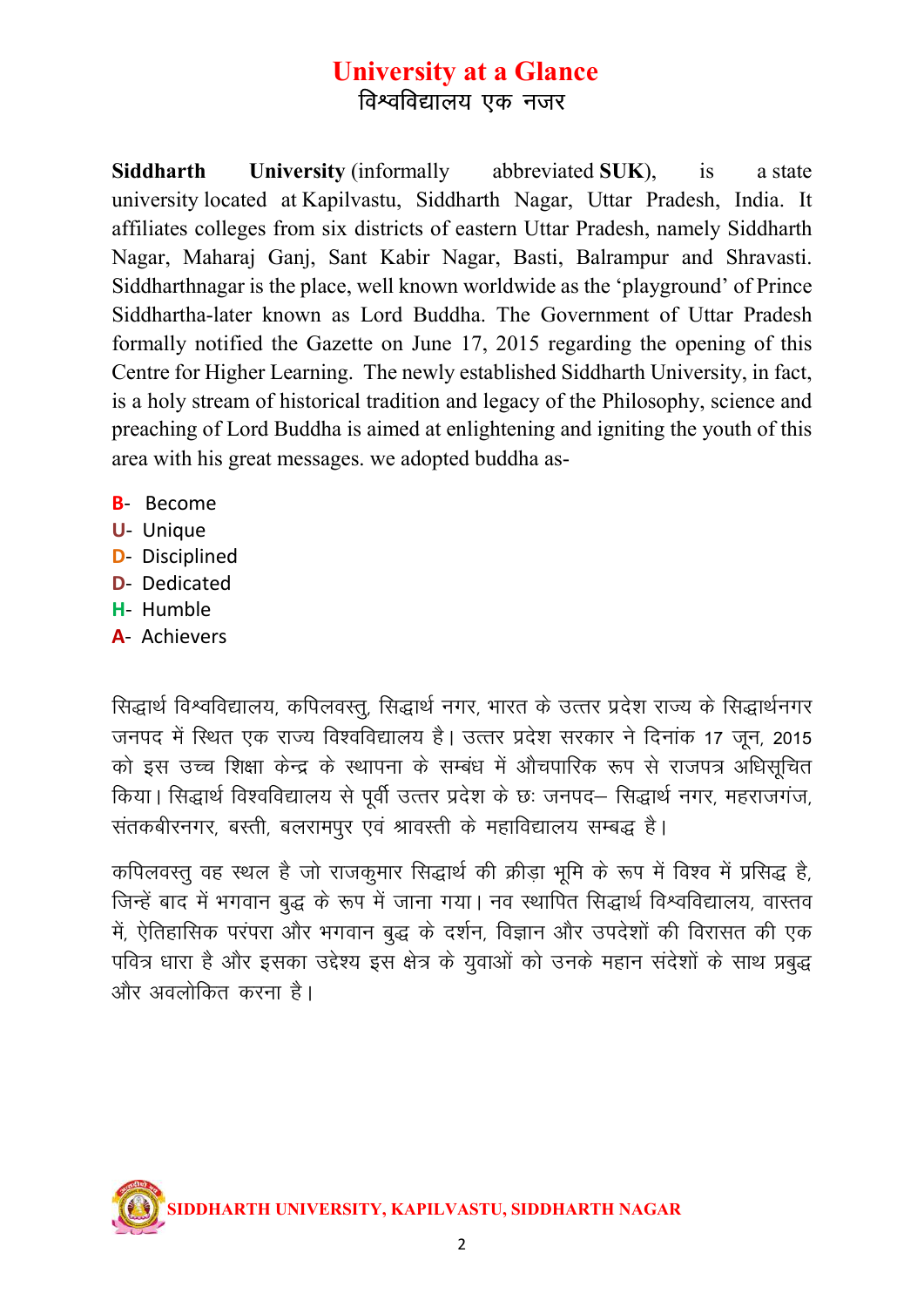# University at a Glance
## विश्वविद्यालय एक नजर

**Siddharth University** (informally abbreviated **SUK**), is a state university located at Kapilvastu, Siddharth Nagar, Uttar Pradesh, India. It affiliates colleges from six districts of eastern Uttar Pradesh, namely Siddharth Nagar, Maharaj Ganj, Sant Kabir Nagar, Basti, Balrampur and Shravasti. Siddharthnagar is the place, well known worldwide as the 'playground' of Prince Siddhartha-later known as Lord Buddha. The Government of Uttar Pradesh formally notified the Gazette on June 17, 2015 regarding the opening of this Centre for Higher Learning. The newly established Siddharth University, in fact, is a holy stream of historical tradition and legacy of the Philosophy, science and preaching of Lord Buddha is aimed at enlightening and igniting the youth of this area with his great messages. we adopted buddha as-

- **B**- Become
- **U**- Unique
- **D**- Disciplined
- **D**- Dedicated
- **H**- Humble
- **A**- Achievers

सिद्धार्थ विश्वविद्यालय, कपिलवस्तु, सिद्धार्थ नगर, भारत के उत्तर प्रदेश राज्य के सिद्धार्थनगर जनपद में स्थित एक राज्य विश्वविद्यालय है। उत्तर प्रदेश सरकार ने दिनांक 17 जून, 2015 को इस उच्च शिक्षा केन्द्र के स्थापना के सम्बंध में औचपारिक रूप से राजपत्र अधिसूचित किया। सिद्धार्थ विश्वविद्यालय से पूर्वी उत्तर प्रदेश के छः जनपद– सिद्धार्थ नगर, महराजगंज, संतकबीरनगर, बस्ती, बलरामपुर एवं श्रावस्ती के महाविद्यालय सम्बद्ध है।

कपिलवस्तु वह स्थल है जो राजकुमार सिद्धार्थ की क्रीड़ा भूमि के रूप में विश्व में प्रसिद्ध है, जिन्हें बाद में भगवान बुद्ध के रूप में जाना गया। नव स्थापित सिद्धार्थ विश्वविद्यालय, वास्तव में, ऐतिहासिक परंपरा और भगवान बुद्ध के दर्शन, विज्ञान और उपदेशों की विरासत की एक पवित्र धारा है और इसका उद्देश्य इस क्षेत्र के युवाओं को उनके महान संदेशों के साथ प्रबुद्ध और अवलोकित करना है।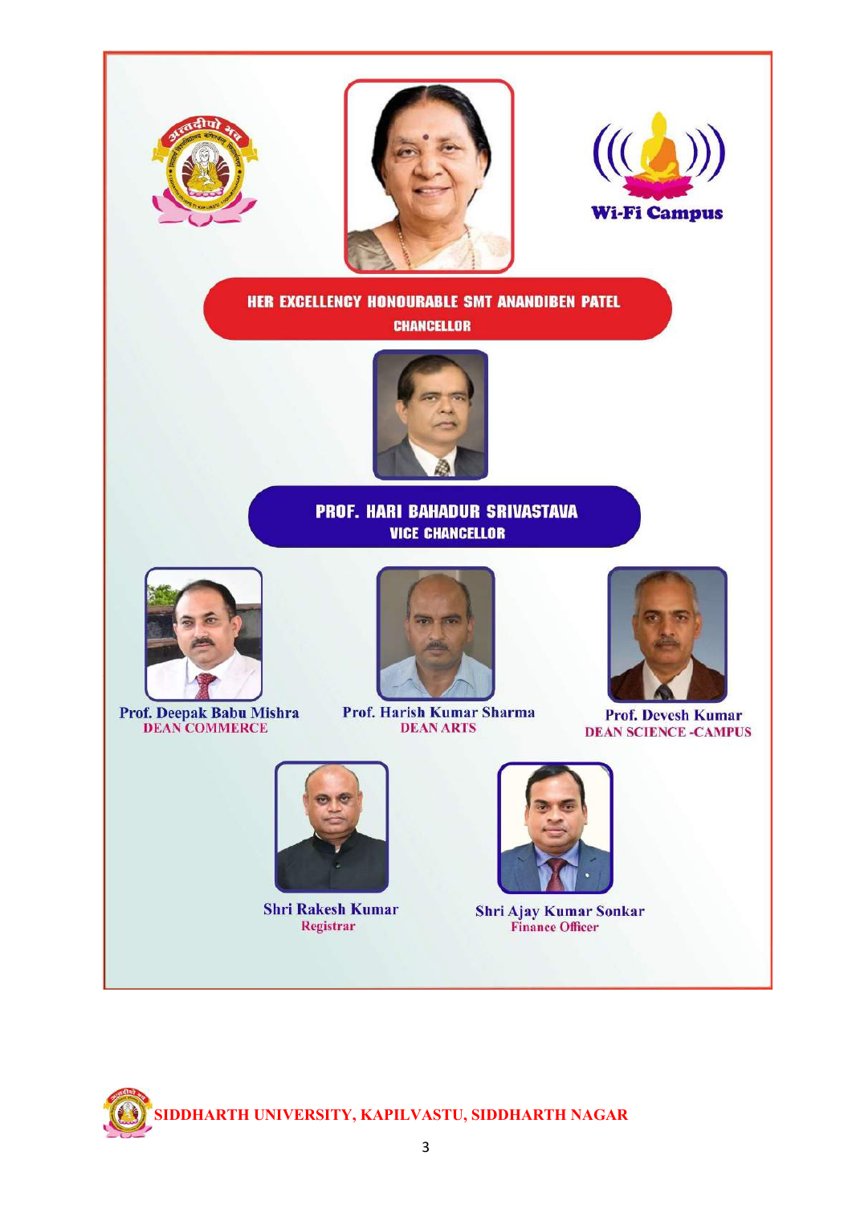Wi-Fi Campus

**HER EXCELLENCY HONOURABLE SMT ANANDIBEN PATEL**
**CHANCELLOR**

**PROF. HARI BAHADUR SRIVASTAVA**
**VICE CHANCELLOR**

**Prof. Deepak Babu Mishra**
DEAN COMMERCE

**Prof. Harish Kumar Sharma**
DEAN ARTS

**Prof. Devesh Kumar**
DEAN SCIENCE -CAMPUS

**Shri Rakesh Kumar**
Registrar

**Shri Ajay Kumar Sonkar**
Finance Officer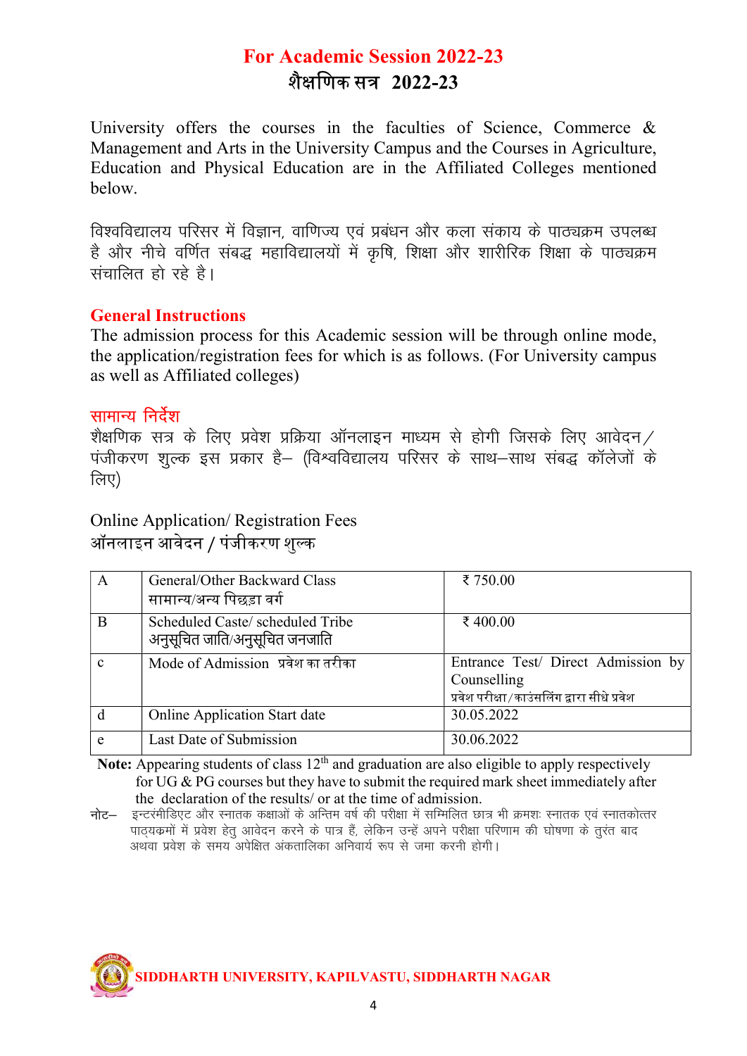# For Academic Session 2022-23
# शैक्षणिक सत्र 2022-23

University offers the courses in the faculties of Science, Commerce & Management and Arts in the University Campus and the Courses in Agriculture, Education and Physical Education are in the Affiliated Colleges mentioned below.

विश्वविद्यालय परिसर में विज्ञान, वाणिज्य एवं प्रबंधन और कला संकाय के पाठ्यक्रम उपलब्ध है और नीचे वर्णित संबद्ध महाविद्यालयों में कृषि, शिक्षा और शारीरिक शिक्षा के पाठ्यक्रम संचालित हो रहे है।

## General Instructions

The admission process for this Academic session will be through online mode, the application/registration fees for which is as follows. (For University campus as well as Affiliated colleges)

## सामान्य निर्देश

शैक्षणिक सत्र के लिए प्रवेश प्रक्रिया ऑनलाइन माध्यम से होगी जिसके लिए आवेदन/ पंजीकरण शुल्क इस प्रकार है– (विश्वविद्यालय परिसर के साथ–साथ संबद्ध कॉलेजों के लिए)

Online Application/ Registration Fees
ऑनलाइन आवेदन / पंजीकरण शुल्क

| | | |
|---|---|---|
| A | General/Other Backward Class<br>सामान्य/अन्य पिछड़ा वर्ग | ₹ 750.00 |
| B | Scheduled Caste/ scheduled Tribe<br>अनुसूचित जाति/अनुसूचित जनजाति | ₹ 400.00 |
| c | Mode of Admission प्रवेश का तरीका | Entrance Test/ Direct Admission by Counselling<br>प्रवेश परीक्षा/काउंसलिंग द्वारा सीधे प्रवेश |
| d | Online Application Start date | 30.05.2022 |
| e | Last Date of Submission | 30.06.2022 |

**Note:** Appearing students of class 12th and graduation are also eligible to apply respectively for UG & PG courses but they have to submit the required mark sheet immediately after the declaration of the results/ or at the time of admission.

नोट– इन्टरमीडिएट और स्नातक कक्षाओं के अन्तिम वर्ष की परीक्षा में सम्मिलित छात्र भी क्रमशः स्नातक एवं स्नातकोत्तर पाठ्यक्रमों में प्रवेश हेतु आवेदन करने के पात्र हैं, लेकिन उन्हें अपने परीक्षा परिणाम की घोषणा के तुरंत बाद अथवा प्रवेश के समय अपेक्षित अंकतालिका अनिवार्य रूप से जमा करनी होगी।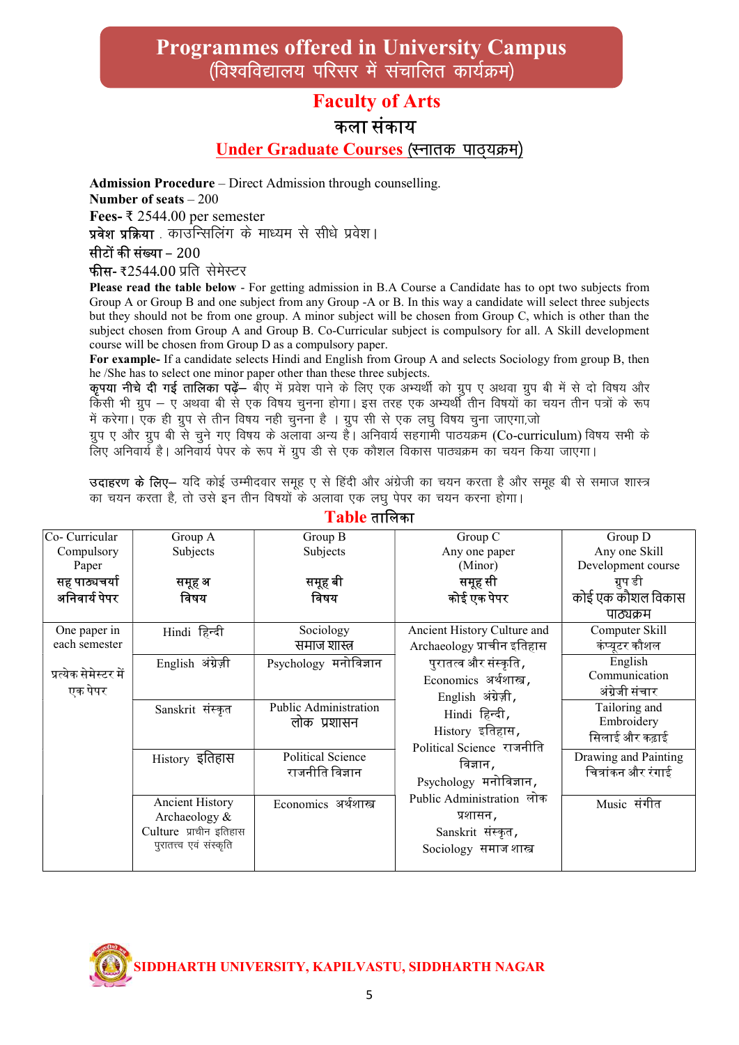# Programmes offered in University Campus
## (विश्वविद्यालय परिसर में संचालित कार्यक्रम)

## Faculty of Arts
## कला संकाय
### Under Graduate Courses (स्नातक पाठ्यक्रम)

**Admission Procedure** – Direct Admission through counselling.
**Number of seats** – 200
**Fees-** ₹ 2544.00 per semester
**प्रवेश प्रक्रिया** . काउन्सिलिंग के माध्यम से सीधे प्रवेश।
**सीटों की संख्या** – 200
**फीस-** ₹2544.00 प्रति सेमेस्टर

**Please read the table below** - For getting admission in B.A Course a Candidate has to opt two subjects from Group A or Group B and one subject from any Group -A or B. In this way a candidate will select three subjects but they should not be from one group. A minor subject will be chosen from Group C, which is other than the subject chosen from Group A and Group B. Co-Curricular subject is compulsory for all. A Skill development course will be chosen from Group D as a compulsory paper.

**For example-** If a candidate selects Hindi and English from Group A and selects Sociology from group B, then he /She has to select one minor paper other than these three subjects.

**कृपया नीचे दी गई तालिका पढ़ें–** बीए में प्रवेश पाने के लिए एक अभ्यर्थी को ग्रुप ए अथवा ग्रुप बी में से दो विषय और किसी भी ग्रुप – ए अथवा बी से एक विषय चुनना होगा। इस तरह एक अभ्यर्थी तीन विषयों का चयन तीन पत्रों के रूप में करेगा। एक ही ग्रुप से तीन विषय नही चुनना है । ग्रुप सी से एक लघु विषय चुना जाएगा,जो ग्रुप ए और ग्रुप बी से चुने गए विषय के अलावा अन्य है। अनिवार्य सहगामी पाठयक्रम (Co-curriculum) विषय सभी के लिए अनिवार्य है। अनिवार्य पेपर के रूप में ग्रुप डी से एक कौशल विकास पाठ्यक्रम का चयन किया जाएगा।

**उदाहरण के लिए–** यदि कोई उम्मीदवार समूह ए से हिंदी और अंग्रेजी का चयन करता है और समूह बी से समाज शास्त्र का चयन करता है, तो उसे इन तीन विषयों के अलावा एक लघु पेपर का चयन करना होगा।

## Table तालिका

| Co- Curricular Compulsory Paper सह पाठ्यचर्या अनिवार्य पेपर | Group A Subjects समूह अ विषय | Group B Subjects समूह बी विषय | Group C Any one paper (Minor) समूह सी कोई एक पेपर | Group D Any one Skill Development course ग्रुप डी कोई एक कौशल विकास पाठ्यक्रम |
|---|---|---|---|---|
| One paper in each semester प्रत्येक सेमेस्टर में एक पेपर | Hindi हिन्दी | Sociology समाज शास्त्र | Ancient History Culture and Archaeology प्राचीन इतिहास पुरातत्व और संस्कृति, Economics अर्थशास्त्र, English अंग्रेज़ी, Hindi हिन्दी, History इतिहास, Political Science राजनीति विज्ञान, Psychology मनोविज्ञान, Public Administration लोक प्रशासन, Sanskrit संस्कृत, Sociology समाज शास्त्र | Computer Skill कंप्यूटर कौशल |
| | English अंग्रेज़ी | Psychology मनोविज्ञान | | English Communication अंग्रेजी संचार |
| | Sanskrit संस्कृत | Public Administration लोक प्रशासन | | Tailoring and Embroidery सिलाई और कढ़ाई |
| | History इतिहास | Political Science राजनीति विज्ञान | | Drawing and Painting चित्रांकन और रंगाई |
| | Ancient History Archaeology & Culture प्राचीन इतिहास पुरातत्व एवं संस्कृति | Economics अर्थशास्त्र | | Music संगीत |

**SIDDHARTH UNIVERSITY, KAPILVASTU, SIDDHARTH NAGAR**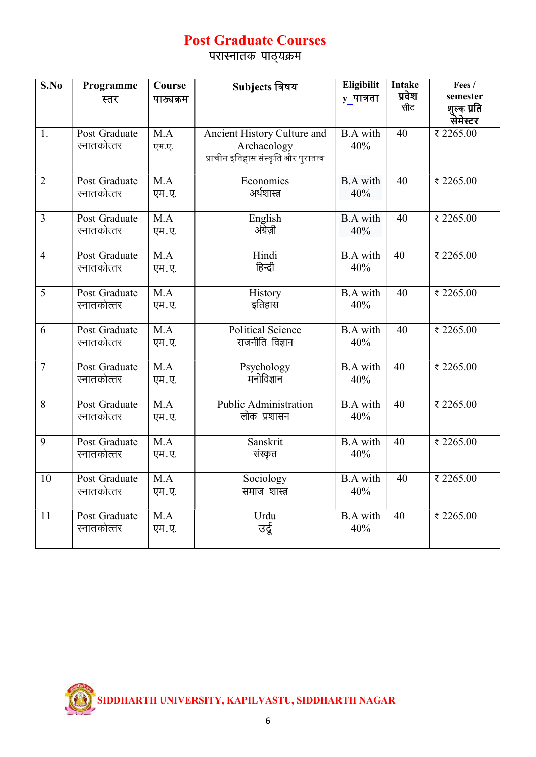# Post Graduate Courses

## परास्नातक पाठ्यक्रम

| S.No | Programme स्तर | Course पाठ्यक्रम | Subjects विषय | Eligibility पात्रता | Intake प्रवेश सीट | Fees / semester शुल्क प्रति सेमेस्टर |
|---|---|---|---|---|---|---|
| 1. | Post Graduate स्नातकोत्तर | M.A एम.ए. | Ancient History Culture and Archaeology प्राचीन इतिहास संस्कृति और पुरातत्व | B.A with 40% | 40 | ₹ 2265.00 |
| 2 | Post Graduate स्नातकोत्तर | M.A एम.ए. | Economics अर्थशास्त्र | B.A with 40% | 40 | ₹ 2265.00 |
| 3 | Post Graduate स्नातकोत्तर | M.A एम.ए. | English अंग्रेज़ी | B.A with 40% | 40 | ₹ 2265.00 |
| 4 | Post Graduate स्नातकोत्तर | M.A एम.ए. | Hindi हिन्दी | B.A with 40% | 40 | ₹ 2265.00 |
| 5 | Post Graduate स्नातकोत्तर | M.A एम.ए. | History इतिहास | B.A with 40% | 40 | ₹ 2265.00 |
| 6 | Post Graduate स्नातकोत्तर | M.A एम.ए. | Political Science राजनीति विज्ञान | B.A with 40% | 40 | ₹ 2265.00 |
| 7 | Post Graduate स्नातकोत्तर | M.A एम.ए. | Psychology मनोविज्ञान | B.A with 40% | 40 | ₹ 2265.00 |
| 8 | Post Graduate स्नातकोत्तर | M.A एम.ए. | Public Administration लोक प्रशासन | B.A with 40% | 40 | ₹ 2265.00 |
| 9 | Post Graduate स्नातकोत्तर | M.A एम.ए. | Sanskrit संस्कृत | B.A with 40% | 40 | ₹ 2265.00 |
| 10 | Post Graduate स्नातकोत्तर | M.A एम.ए. | Sociology समाज शास्त्र | B.A with 40% | 40 | ₹ 2265.00 |
| 11 | Post Graduate स्नातकोत्तर | M.A एम.ए. | Urdu उर्दू | B.A with 40% | 40 | ₹ 2265.00 |

SIDDHARTH UNIVERSITY, KAPILVASTU, SIDDHARTH NAGAR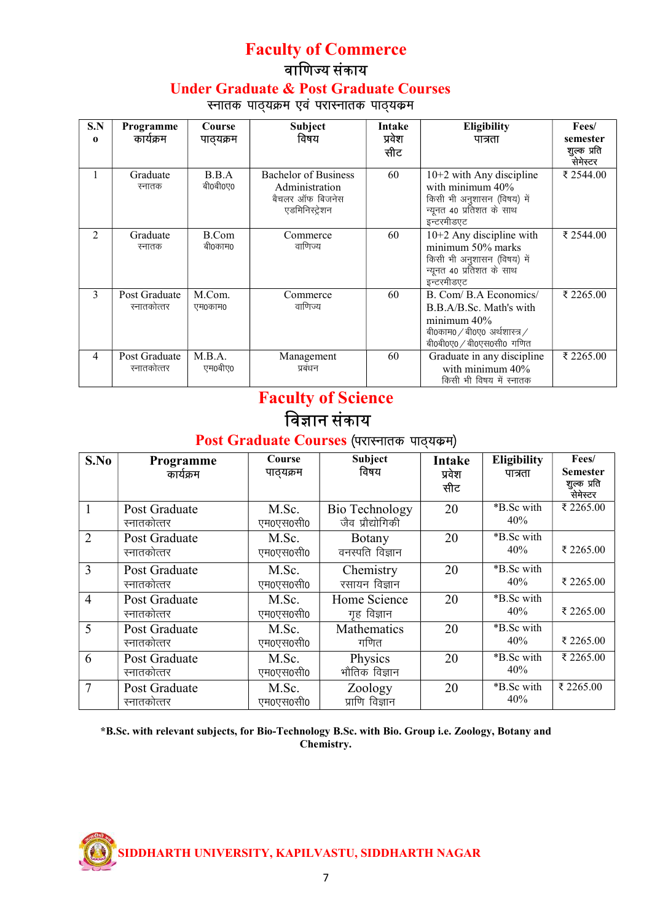# Faculty of Commerce

## वाणिज्य संकाय

### Under Graduate & Post Graduate Courses

स्नातक पाठ्यक्रम एवं परास्नातक पाठ्यक्रम

| S.No | Programme कार्यक्रम | Course पाठ्यक्रम | Subject विषय | Intake प्रवेश सीट | Eligibility पात्रता | Fees/ semester शुल्क प्रति सेमेस्टर |
|---|---|---|---|---|---|---|
| 1 | Graduate स्नातक | B.B.A बी0बी0ए0 | Bachelor of Business Administration बैचलर ऑफ बिजनेस एडमिनिस्ट्रेशन | 60 | 10+2 with Any discipline with minimum 40% किसी भी अनुशासन (विषय) में न्यूनत 40 प्रतिशत के साथ इन्टरमीडएट | ₹ 2544.00 |
| 2 | Graduate स्नातक | B.Com बी0काम0 | Commerce वाणिज्य | 60 | 10+2 Any discipline with minimum 50% marks किसी भी अनुशासन (विषय) में न्यूनत 40 प्रतिशत के साथ इन्टरमीडएट | ₹ 2544.00 |
| 3 | Post Graduate स्नातकोत्तर | M.Com. एम0काम0 | Commerce वाणिज्य | 60 | B. Com/ B.A Economics/ B.B.A/B.Sc. Math's with minimum 40% बी0काम0 / बी0ए0 अर्थशास्त्र / बी0बी0ए0 / बी0एस0सी0 गणित | ₹ 2265.00 |
| 4 | Post Graduate स्नातकोत्तर | M.B.A. एम0बी0ए0 | Management प्रबंधन | 60 | Graduate in any discipline with minimum 40% किसी भी विषय में स्नातक | ₹ 2265.00 |

# Faculty of Science

## विज्ञान संकाय

### Post Graduate Courses (परास्नातक पाठ्यक्रम)

| S.No | Programme कार्यक्रम | Course पाठ्यक्रम | Subject विषय | Intake प्रवेश सीट | Eligibility पात्रता | Fees/ Semester शुल्क प्रति सेमेस्टर |
|---|---|---|---|---|---|---|
| 1 | Post Graduate स्नातकोत्तर | M.Sc. एम0एस0सी0 | Bio Technology जैव प्रौद्योगिकी | 20 | *B.Sc with 40% | ₹ 2265.00 |
| 2 | Post Graduate स्नातकोत्तर | M.Sc. एम0एस0सी0 | Botany वनस्पति विज्ञान | 20 | *B.Sc with 40% | ₹ 2265.00 |
| 3 | Post Graduate स्नातकोत्तर | M.Sc. एम0एस0सी0 | Chemistry रसायन विज्ञान | 20 | *B.Sc with 40% | ₹ 2265.00 |
| 4 | Post Graduate स्नातकोत्तर | M.Sc. एम0एस0सी0 | Home Science गृह विज्ञान | 20 | *B.Sc with 40% | ₹ 2265.00 |
| 5 | Post Graduate स्नातकोत्तर | M.Sc. एम0एस0सी0 | Mathematics गणित | 20 | *B.Sc with 40% | ₹ 2265.00 |
| 6 | Post Graduate स्नातकोत्तर | M.Sc. एम0एस0सी0 | Physics भौतिक विज्ञान | 20 | *B.Sc with 40% | ₹ 2265.00 |
| 7 | Post Graduate स्नातकोत्तर | M.Sc. एम0एस0सी0 | Zoology प्राणि विज्ञान | 20 | *B.Sc with 40% | ₹ 2265.00 |

**\*B.Sc. with relevant subjects, for Bio-Technology B.Sc. with Bio. Group i.e. Zoology, Botany and Chemistry.**

SIDDHARTH UNIVERSITY, KAPILVASTU, SIDDHARTH NAGAR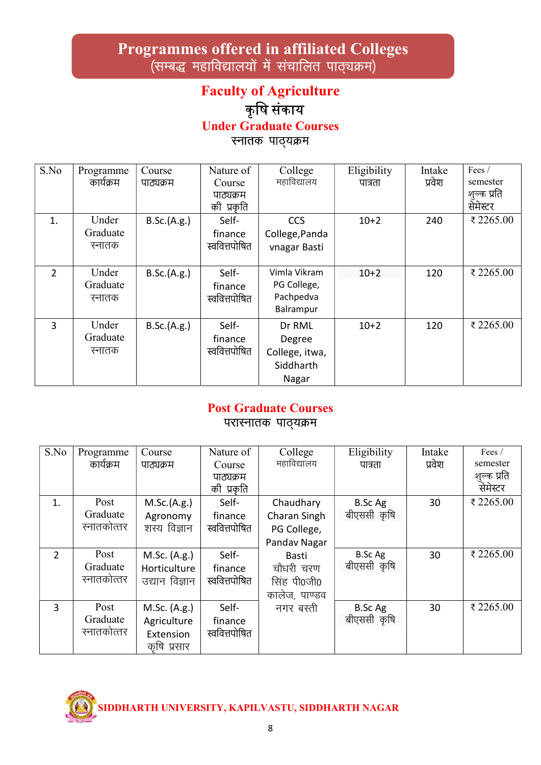# Programmes offered in affiliated Colleges
(सम्बद्ध महाविद्यालयों में संचालित पाठ्यक्रम)

## Faculty of Agriculture
## कृषि संकाय

### Under Graduate Courses
### स्नातक पाठ्यक्रम

| S.No | Programme कार्यक्रम | Course पाठ्यक्रम | Nature of Course पाठ्यक्रम की प्रकृति | College महाविद्यालय | Eligibility पात्रता | Intake प्रवेश | Fees / semester शुल्क प्रति सेमेस्टर |
|---|---|---|---|---|---|---|---|
| 1. | Under Graduate स्नातक | B.Sc.(A.g.) | Self-finance स्ववित्तपोषित | CCS College,Pandavnagar Basti | 10+2 | 240 | ₹ 2265.00 |
| 2 | Under Graduate स्नातक | B.Sc.(A.g.) | Self-finance स्ववित्तपोषित | Vimla Vikram PG College, Pachpedva Balrampur | 10+2 | 120 | ₹ 2265.00 |
| 3 | Under Graduate स्नातक | B.Sc.(A.g.) | Self-finance स्ववित्तपोषित | Dr RML Degree College, itwa, Siddharth Nagar | 10+2 | 120 | ₹ 2265.00 |

### Post Graduate Courses
### परास्नातक पाठ्यक्रम

| S.No | Programme कार्यक्रम | Course पाठ्यक्रम | Nature of Course पाठ्यक्रम की प्रकृति | College महाविद्यालय | Eligibility पात्रता | Intake प्रवेश | Fees / semester शुल्क प्रति सेमेस्टर |
|---|---|---|---|---|---|---|---|
| 1. | Post Graduate स्नातकोत्तर | M.Sc.(A.g.) Agronomy शस्य विज्ञान | Self-finance स्ववित्तपोषित | Chaudhary Charan Singh PG College, Pandav Nagar Basti चौधरी चरण सिंह पी0जी0 कालेज, पाण्डव नगर बस्ती | B.Sc Ag बीएससी कृषि | 30 | ₹ 2265.00 |
| 2 | Post Graduate स्नातकोत्तर | M.Sc. (A.g.) Horticulture उद्यान विज्ञान | Self-finance स्ववित्तपोषित | | B.Sc Ag बीएससी कृषि | 30 | ₹ 2265.00 |
| 3 | Post Graduate स्नातकोत्तर | M.Sc. (A.g.) Agriculture Extension कृषि प्रसार | Self-finance स्ववित्तपोषित | | B.Sc Ag बीएससी कृषि | 30 | ₹ 2265.00 |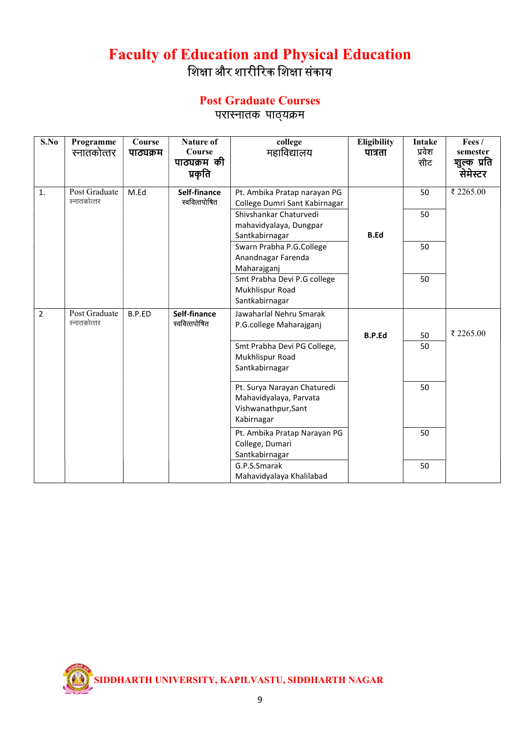# Faculty of Education and Physical Education
## शिक्षा और शारीरिक शिक्षा संकाय

### Post Graduate Courses
### परास्नातक पाठ्यक्रम

| S.No | Programme स्नातकोत्तर | Course पाठ्यक्रम | Nature of Course पाठ्यक्रम की प्रकृति | college महाविद्यालय | Eligibility पात्रता | Intake प्रवेश सीट | Fees / semester शुल्क प्रति सेमेस्टर |
|---|---|---|---|---|---|---|---|
| 1. | Post Graduate स्नातकोत्तर | M.Ed | **Self-finance** स्ववित्तपोषित | Pt. Ambika Pratap narayan PG College Dumri Sant Kabirnagar | **B.Ed** | 50 | ₹ 2265.00 |
| | | | | Shivshankar Chaturvedi mahavidyalaya, Dungpar Santkabirnagar | | 50 | |
| | | | | Swarn Prabha P.G.College Anandnagar Farenda Maharajganj | | 50 | |
| | | | | Smt Prabha Devi P.G college Mukhlispur Road Santkabirnagar | | 50 | |
| 2 | Post Graduate स्नातकोत्तर | B.P.ED | **Self-finance** स्ववित्तपोषित | Jawaharlal Nehru Smarak P.G.college Maharajganj | **B.P.Ed** | 50 | ₹ 2265.00 |
| | | | | Smt Prabha Devi PG College, Mukhlispur Road Santkabirnagar | | 50 | |
| | | | | Pt. Surya Narayan Chaturedi Mahavidyalaya, Parvata Vishwanathpur,Sant Kabirnagar | | 50 | |
| | | | | Pt. Ambika Pratap Narayan PG College, Dumari Santkabirnagar | | 50 | |
| | | | | G.P.S.Smarak Mahavidyalaya Khalilabad | | 50 | |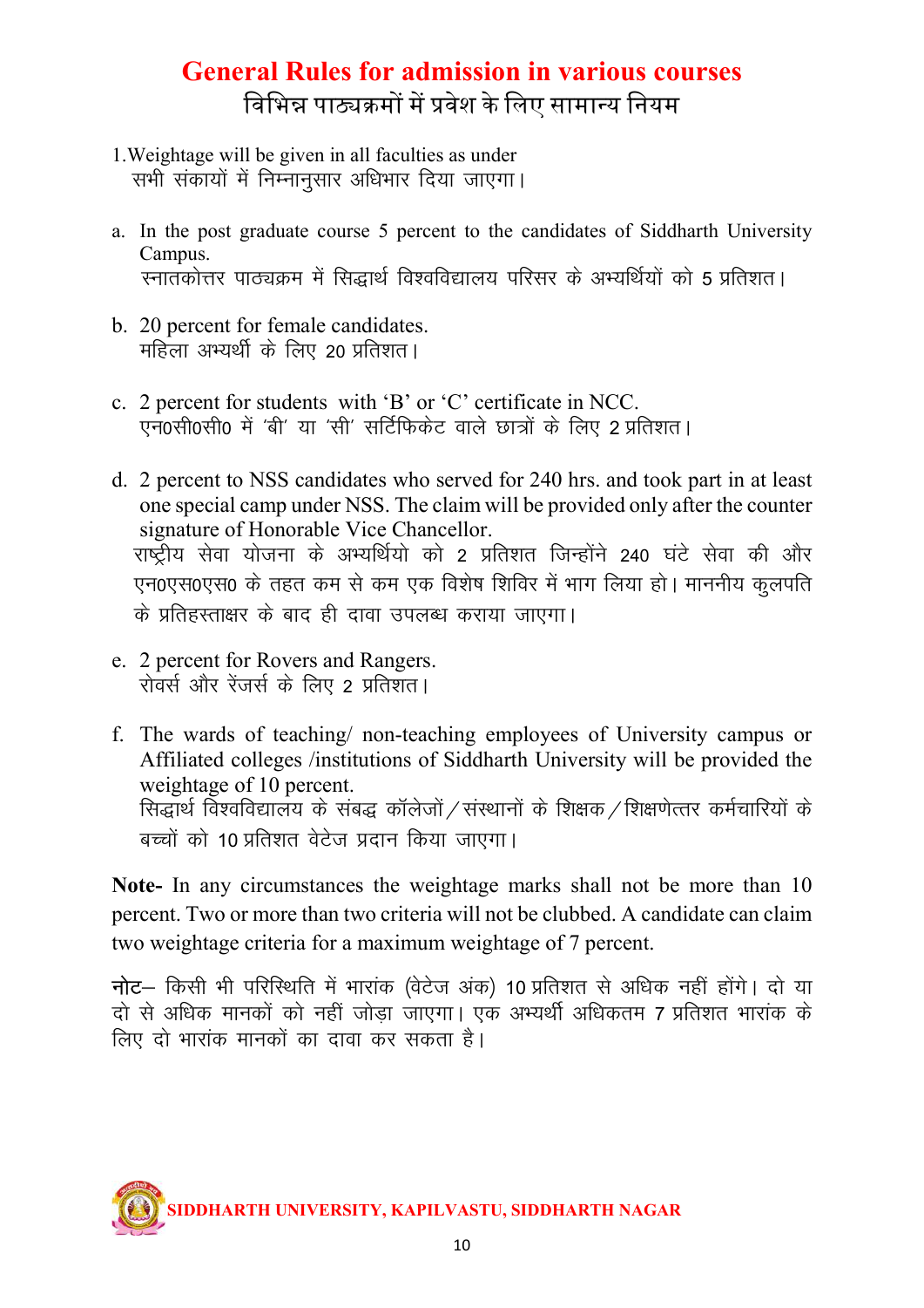# General Rules for admission in various courses

## विभिन्न पाठ्यक्रमों में प्रवेश के लिए सामान्य नियम

1. Weightage will be given in all faculties as under
   सभी संकायों में निम्नानुसार अधिभार दिया जाएगा।

a. In the post graduate course 5 percent to the candidates of Siddharth University Campus.
   स्नातकोत्तर पाठ्यक्रम में सिद्धार्थ विश्वविद्यालय परिसर के अभ्यर्थियों को 5 प्रतिशत।

b. 20 percent for female candidates.
   महिला अभ्यर्थी के लिए 20 प्रतिशत।

c. 2 percent for students with 'B' or 'C' certificate in NCC.
   एन0सी0सी0 में 'बी' या 'सी' सर्टिफिकेट वाले छात्रों के लिए 2 प्रतिशत।

d. 2 percent to NSS candidates who served for 240 hrs. and took part in at least one special camp under NSS. The claim will be provided only after the counter signature of Honorable Vice Chancellor.
   राष्ट्रीय सेवा योजना के अभ्यर्थियो को 2 प्रतिशत जिन्होंने 240 घंटे सेवा की और एन0एस0एस0 के तहत कम से कम एक विशेष शिविर में भाग लिया हो। माननीय कुलपति के प्रतिहस्ताक्षर के बाद ही दावा उपलब्ध कराया जाएगा।

e. 2 percent for Rovers and Rangers.
   रोवर्स और रेंजर्स के लिए 2 प्रतिशत।

f. The wards of teaching/ non-teaching employees of University campus or Affiliated colleges /institutions of Siddharth University will be provided the weightage of 10 percent.
   सिद्धार्थ विश्वविद्यालय के संबद्ध कॉलेजों/संस्थानों के शिक्षक/शिक्षणेत्तर कर्मचारियों के बच्चों को 10 प्रतिशत वेटेज प्रदान किया जाएगा।

**Note-** In any circumstances the weightage marks shall not be more than 10 percent. Two or more than two criteria will not be clubbed. A candidate can claim two weightage criteria for a maximum weightage of 7 percent.

**नोट**– किसी भी परिस्थिति में भारांक (वेटेज अंक) 10 प्रतिशत से अधिक नहीं होंगे। दो या दो से अधिक मानकों को नहीं जोड़ा जाएगा। एक अभ्यर्थी अधिकतम 7 प्रतिशत भारांक के लिए दो भारांक मानकों का दावा कर सकता है।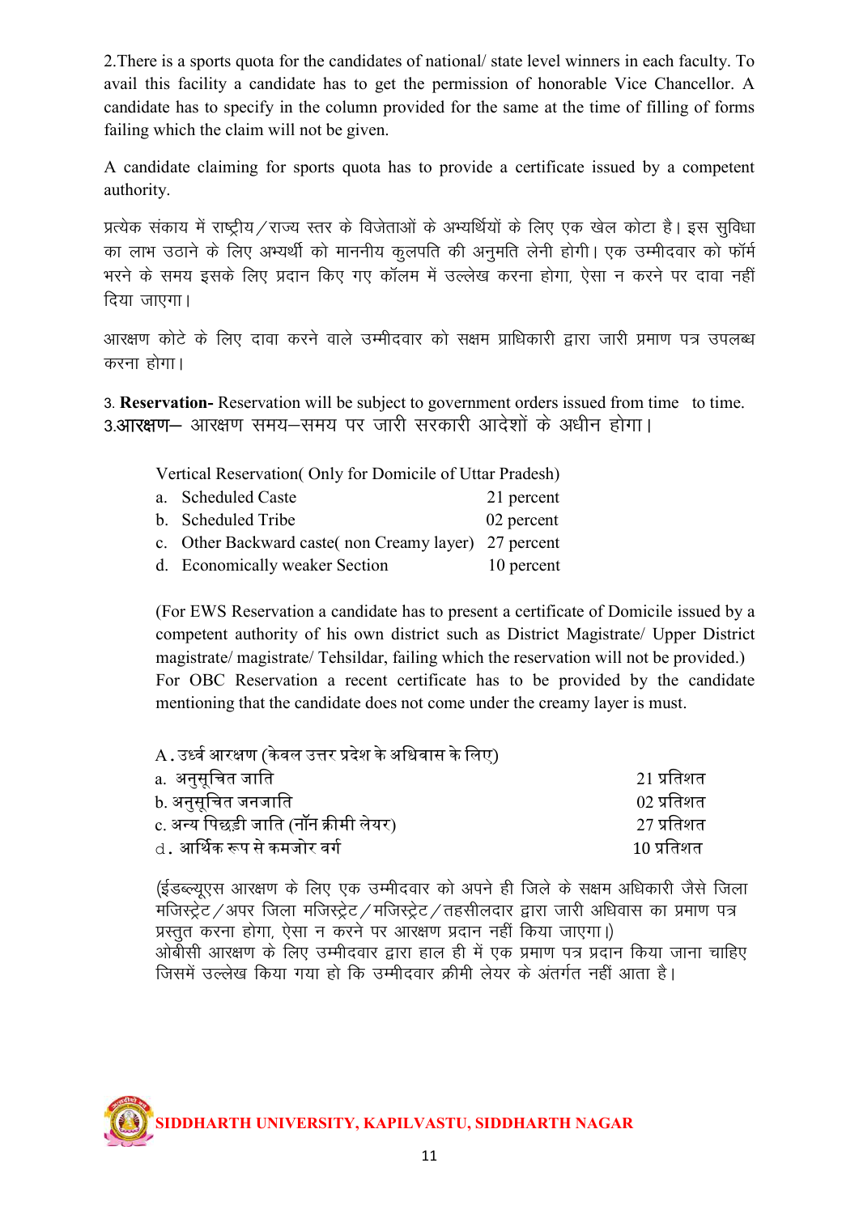2.There is a sports quota for the candidates of national/ state level winners in each faculty. To avail this facility a candidate has to get the permission of honorable Vice Chancellor. A candidate has to specify in the column provided for the same at the time of filling of forms failing which the claim will not be given.

A candidate claiming for sports quota has to provide a certificate issued by a competent authority.

प्रत्येक संकाय में राष्ट्रीय/राज्य स्तर के विजेताओं के अभ्यर्थियों के लिए एक खेल कोटा है। इस सुविधा का लाभ उठाने के लिए अभ्यर्थी को माननीय कुलपति की अनुमति लेनी होगी। एक उम्मीदवार को फॉर्म भरने के समय इसके लिए प्रदान किए गए कॉलम में उल्लेख करना होगा, ऐसा न करने पर दावा नहीं दिया जाएगा।

आरक्षण कोटे के लिए दावा करने वाले उम्मीदवार को सक्षम प्राधिकारी द्वारा जारी प्रमाण पत्र उपलब्ध करना होगा।

3. **Reservation-** Reservation will be subject to government orders issued from time to time.
3.आरक्षण– आरक्षण समय–समय पर जारी सरकारी आदेशों के अधीन होगा।

Vertical Reservation( Only for Domicile of Uttar Pradesh)

| | | |
|---|---|---|
| a. | Scheduled Caste | 21 percent |
| b. | Scheduled Tribe | 02 percent |
| c. | Other Backward caste( non Creamy layer) | 27 percent |
| d. | Economically weaker Section | 10 percent |

(For EWS Reservation a candidate has to present a certificate of Domicile issued by a competent authority of his own district such as District Magistrate/ Upper District magistrate/ magistrate/ Tehsildar, failing which the reservation will not be provided.)
For OBC Reservation a recent certificate has to be provided by the candidate mentioning that the candidate does not come under the creamy layer is must.

A. उर्ध्व आरक्षण (केवल उत्तर प्रदेश के अधिवास के लिए)

| | |
|---|---|
| a. अनुसूचित जाति | 21 प्रतिशत |
| b. अनुसूचित जनजाति | 02 प्रतिशत |
| c. अन्य पिछड़ी जाति (नॉन क्रीमी लेयर) | 27 प्रतिशत |
| d. आर्थिक रूप से कमजोर वर्ग | 10 प्रतिशत |

(ईडब्ल्यूएस आरक्षण के लिए एक उम्मीदवार को अपने ही जिले के सक्षम अधिकारी जैसे जिला मजिस्ट्रेट/अपर जिला मजिस्ट्रेट/मजिस्ट्रेट/तहसीलदार द्वारा जारी अधिवास का प्रमाण पत्र प्रस्तुत करना होगा, ऐसा न करने पर आरक्षण प्रदान नहीं किया जाएगा।)
ओबीसी आरक्षण के लिए उम्मीदवार द्वारा हाल ही में एक प्रमाण पत्र प्रदान किया जाना चाहिए जिसमें उल्लेख किया गया हो कि उम्मीदवार क्रीमी लेयर के अंतर्गत नहीं आता है।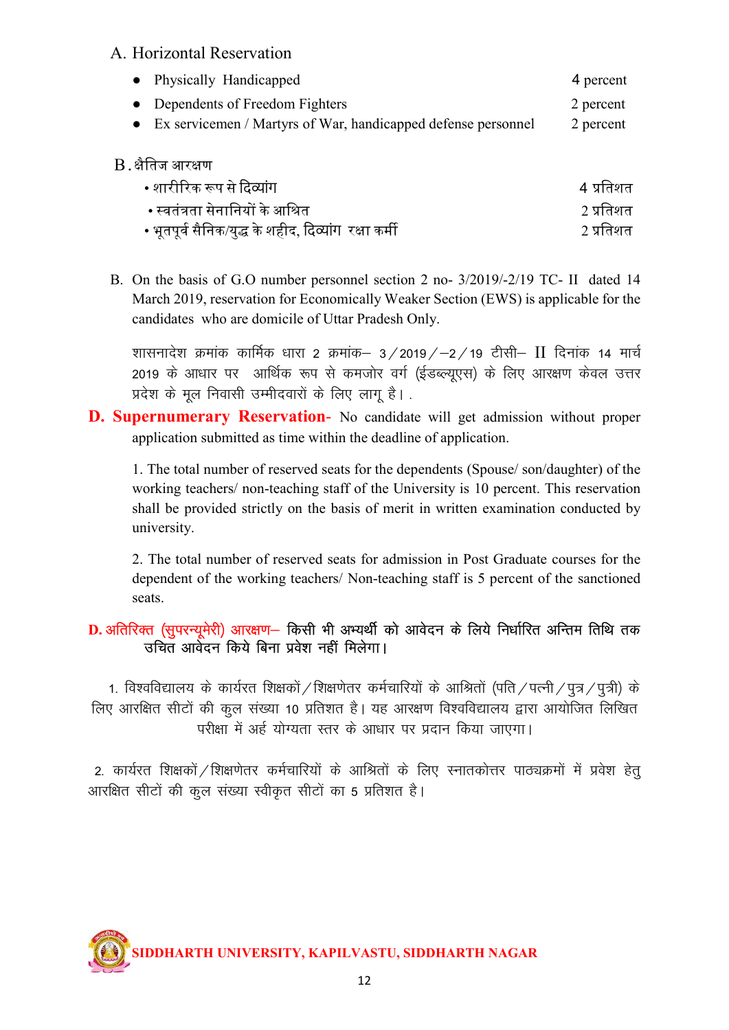A. Horizontal Reservation

| | |
|---|---|
| • Physically Handicapped | 4 percent |
| • Dependents of Freedom Fighters | 2 percent |
| • Ex servicemen / Martyrs of War, handicapped defense personnel | 2 percent |

B. क्षैतिज आरक्षण

| | |
|---|---|
| • शारीरिक रूप से दिव्यांग | 4 प्रतिशत |
| • स्वतंत्रता सेनानियों के आश्रित | 2 प्रतिशत |
| • भूतपूर्व सैनिक/युद्ध के शहीद, दिव्यांग रक्षा कर्मी | 2 प्रतिशत |

B. On the basis of G.O number personnel section 2 no- 3/2019/-2/19 TC- II dated 14 March 2019, reservation for Economically Weaker Section (EWS) is applicable for the candidates who are domicile of Uttar Pradesh Only.

शासनादेश क्रमांक कार्मिक धारा 2 क्रमांक– 3/2019/–2/19 टीसी– II दिनांक 14 मार्च 2019 के आधार पर आर्थिक रूप से कमजोर वर्ग (ईडब्ल्यूएस) के लिए आरक्षण केवल उत्तर प्रदेश के मूल निवासी उम्मीदवारों के लिए लागू है। .

**D. Supernumerary Reservation-** No candidate will get admission without proper application submitted as time within the deadline of application.

1. The total number of reserved seats for the dependents (Spouse/ son/daughter) of the working teachers/ non-teaching staff of the University is 10 percent. This reservation shall be provided strictly on the basis of merit in written examination conducted by university.

2. The total number of reserved seats for admission in Post Graduate courses for the dependent of the working teachers/ Non-teaching staff is 5 percent of the sanctioned seats.

**D. अतिरिक्त (सुपरन्यूमेरी) आरक्षण–** किसी भी अभ्यर्थी को आवेदन के लिये निर्धारित अन्तिम तिथि तक उचित आवेदन किये बिना प्रवेश नहीं मिलेगा।

1. विश्वविद्यालय के कार्यरत शिक्षकों/शिक्षणेतर कर्मचारियों के आश्रितों (पति/पत्नी/पुत्र/पुत्री) के लिए आरक्षित सीटों की कुल संख्या 10 प्रतिशत है। यह आरक्षण विश्वविद्यालय द्वारा आयोजित लिखित परीक्षा में अर्ह योग्यता स्तर के आधार पर प्रदान किया जाएगा।

2. कार्यरत शिक्षकों/शिक्षणेतर कर्मचारियों के आश्रितों के लिए स्नातकोत्तर पाठ्यक्रमों में प्रवेश हेतु आरक्षित सीटों की कुल संख्या स्वीकृत सीटों का 5 प्रतिशत है।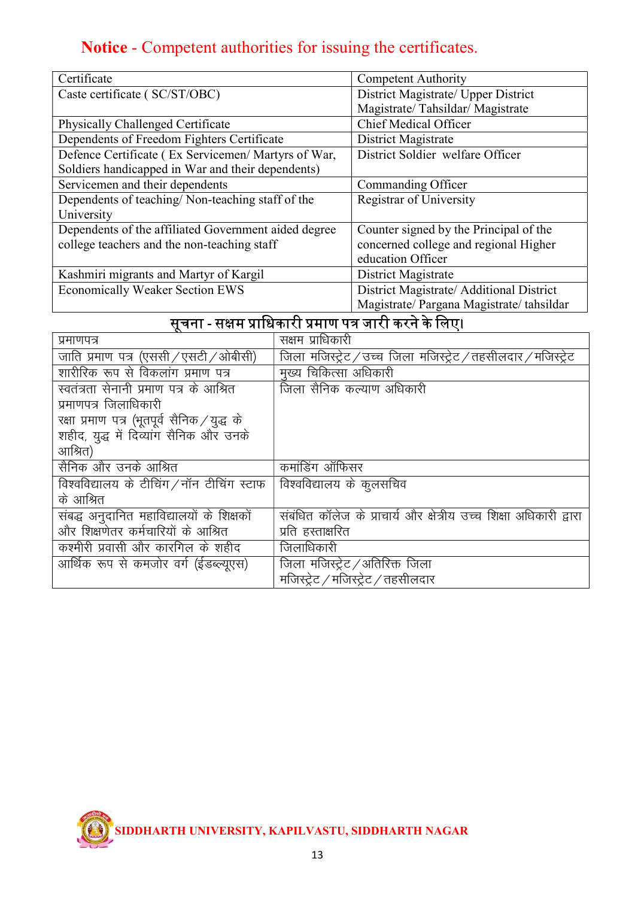# **Notice** - Competent authorities for issuing the certificates.

| Certificate | Competent Authority |
|---|---|
| Caste certificate ( SC/ST/OBC) | District Magistrate/ Upper District Magistrate/ Tahsildar/ Magistrate |
| Physically Challenged Certificate | Chief Medical Officer |
| Dependents of Freedom Fighters Certificate | District Magistrate |
| Defence Certificate ( Ex Servicemen/ Martyrs of War, Soldiers handicapped in War and their dependents) | District Soldier welfare Officer |
| Servicemen and their dependents | Commanding Officer |
| Dependents of teaching/ Non-teaching staff of the University | Registrar of University |
| Dependents of the affiliated Government aided degree college teachers and the non-teaching staff | Counter signed by the Principal of the concerned college and regional Higher education Officer |
| Kashmiri migrants and Martyr of Kargil | District Magistrate |
| Economically Weaker Section EWS | District Magistrate/ Additional District Magistrate/ Pargana Magistrate/ tahsildar |

## सूचना - सक्षम प्राधिकारी प्रमाण पत्र जारी करने के लिए।

| प्रमाणपत्र | सक्षम प्राधिकारी |
|---|---|
| जाति प्रमाण पत्र (एससी/एसटी/ओबीसी) | जिला मजिस्ट्रेट/उच्च जिला मजिस्ट्रेट/तहसीलदार/मजिस्ट्रेट |
| शारीरिक रूप से विकलांग प्रमाण पत्र | मुख्य चिकित्सा अधिकारी |
| स्वतंत्रता सेनानी प्रमाण पत्र के आश्रित प्रमाणपत्र जिलाधिकारी<br>रक्षा प्रमाण पत्र (भूतपूर्व सैनिक/युद्ध के शहीद, युद्ध में दिव्यांग सैनिक और उनके आश्रित) | जिला सैनिक कल्याण अधिकारी |
| सैनिक और उनके आश्रित | कमांडिंग ऑफिसर |
| विश्वविद्यालय के टीचिंग/नॉन टीचिंग स्टाफ के आश्रित | विश्वविद्यालय के कुलसचिव |
| संबद्ध अनुदानित महाविद्यालयों के शिक्षकों और शिक्षणेतर कर्मचारियों के आश्रित | संबंधित कॉलेज के प्राचार्य और क्षेत्रीय उच्च शिक्षा अधिकारी द्वारा प्रति हस्ताक्षरित |
| कश्मीरी प्रवासी और कारगिल के शहीद | जिलाधिकारी |
| आर्थिक रूप से कमजोर वर्ग (ईडब्ल्यूएस) | जिला मजिस्ट्रेट/अतिरिक्त जिला मजिस्ट्रेट/मजिस्ट्रेट/तहसीलदार |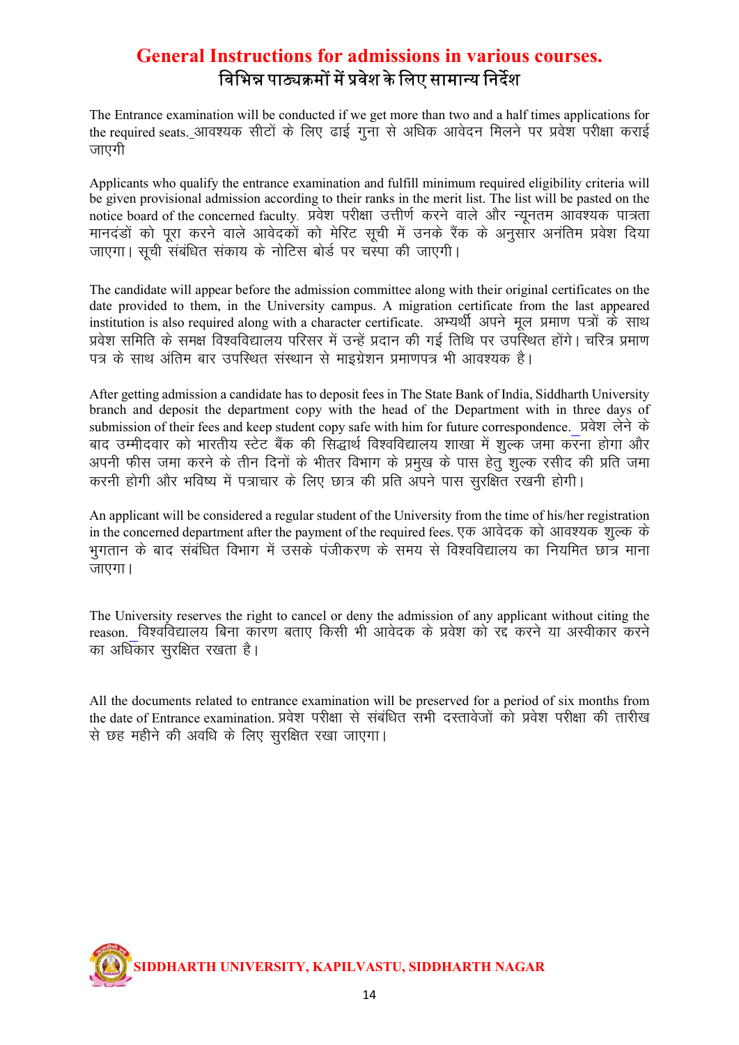# General Instructions for admissions in various courses.
## विभिन्न पाठ्यक्रमों में प्रवेश के लिए सामान्य निर्देश

The Entrance examination will be conducted if we get more than two and a half times applications for the required seats. आवश्यक सीटों के लिए ढाई गुना से अधिक आवेदन मिलने पर प्रवेश परीक्षा कराई जाएगी

Applicants who qualify the entrance examination and fulfill minimum required eligibility criteria will be given provisional admission according to their ranks in the merit list. The list will be pasted on the notice board of the concerned faculty. प्रवेश परीक्षा उत्तीर्ण करने वाले और न्यूनतम आवश्यक पात्रता मानदंडों को पूरा करने वाले आवेदकों को मेरिट सूची में उनके रैंक के अनुसार अनंतिम प्रवेश दिया जाएगा। सूची संबंधित संकाय के नोटिस बोर्ड पर चस्पा की जाएगी।

The candidate will appear before the admission committee along with their original certificates on the date provided to them, in the University campus. A migration certificate from the last appeared institution is also required along with a character certificate. अभ्यर्थी अपने मूल प्रमाण पत्रों के साथ प्रवेश समिति के समक्ष विश्वविद्यालय परिसर में उन्हें प्रदान की गई तिथि पर उपस्थित होंगे। चरित्र प्रमाण पत्र के साथ अंतिम बार उपस्थित संस्थान से माइग्रेशन प्रमाणपत्र भी आवश्यक है।

After getting admission a candidate has to deposit fees in The State Bank of India, Siddharth University branch and deposit the department copy with the head of the Department with in three days of submission of their fees and keep student copy safe with him for future correspondence. प्रवेश लेने के बाद उम्मीदवार को भारतीय स्टेट बैंक की सिद्धार्थ विश्वविद्यालय शाखा में शुल्क जमा करना होगा और अपनी फीस जमा करने के तीन दिनों के भीतर विभाग के प्रमुख के पास हेतु शुल्क रसीद की प्रति जमा करनी होगी और भविष्य में पत्राचार के लिए छात्र की प्रति अपने पास सुरक्षित रखनी होगी।

An applicant will be considered a regular student of the University from the time of his/her registration in the concerned department after the payment of the required fees. एक आवेदक को आवश्यक शुल्क के भुगतान के बाद संबंधित विभाग में उसके पंजीकरण के समय से विश्वविद्यालय का नियमित छात्र माना जाएगा।

The University reserves the right to cancel or deny the admission of any applicant without citing the reason. विश्वविद्यालय बिना कारण बताए किसी भी आवेदक के प्रवेश को रद्द करने या अस्वीकार करने का अधिकार सुरक्षित रखता है।

All the documents related to entrance examination will be preserved for a period of six months from the date of Entrance examination. प्रवेश परीक्षा से संबंधित सभी दस्तावेजों को प्रवेश परीक्षा की तारीख से छह महीने की अवधि के लिए सुरक्षित रखा जाएगा।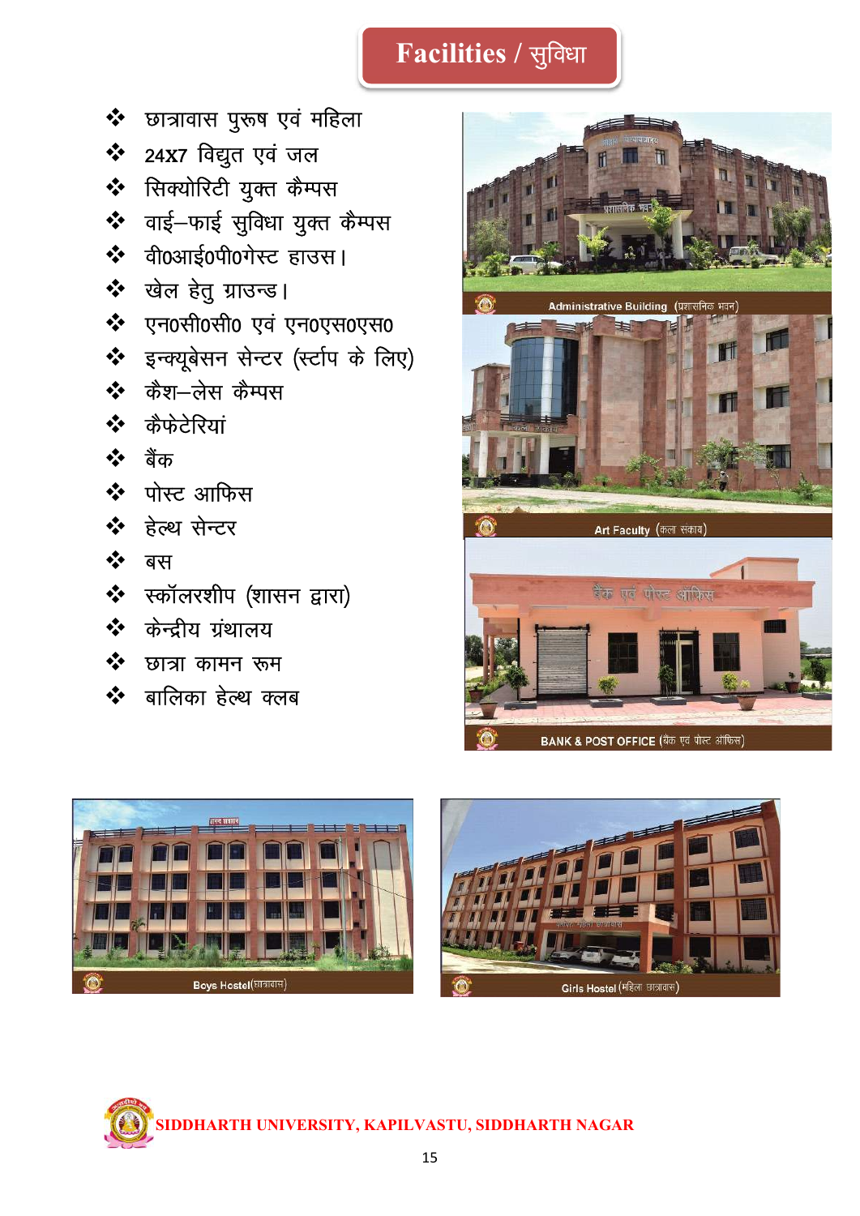# Facilities / सुविधा

- छात्रावास पुरूष एवं महिला
- 24X7 विद्युत एवं जल
- सिक्योरिटी युक्त कैम्पस
- वाई–फाई सुविधा युक्त कैम्पस
- वी0आई0पी0गेस्ट हाउस।
- खेल हेतु ग्राउन्ड।
- एन0सी0सी0 एवं एन0एस0एस0
- इन्क्यूबेसन सेन्टर (स्टॉर्टअप के लिए)
- कैश–लेस कैम्पस
- कैफेटेरियां
- बैंक
- पोस्ट आफिस
- हेल्थ सेन्टर
- बस
- स्कॉलरशीप (शासन द्वारा)
- केन्द्रीय ग्रंथालय
- छात्रा कामन रूम
- बालिका हेल्थ क्लब

Administrative Building (प्रशासनिक भवन)

Art Faculty (कला संकाय)

BANK & POST OFFICE (बैंक एवं पोस्ट ऑफिस)

Boys Hostel (छात्रावास)

Girls Hostel (महिला छात्रावास)

SIDDHARTH UNIVERSITY, KAPILVASTU, SIDDHARTH NAGAR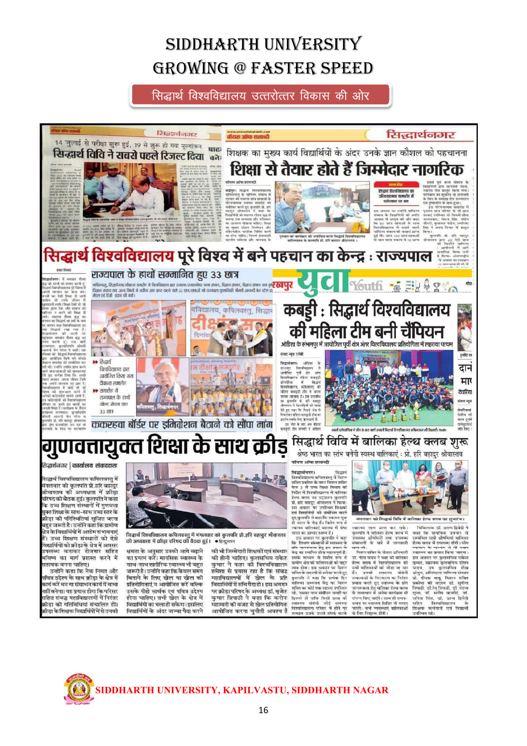# SIDDHARTH UNIVERSITY
# GROWING @ FASTER SPEED

## सिद्धार्थ विश्वविद्यालय उत्तरोत्तर विकास की ओर

14 जुलाई से परीक्षा शुरू हुई, 19 से शुरू हो गया मूल्यांकन

## सिद्धार्थ विवि ने सबसे पहले रिजल्ट दिया

शिक्षक का मुख्य कार्य विद्यार्थियों के अंदर उनके ज्ञान कौशल को पहचानना

## शिक्षा से तैयार होते हैं जिम्मेदार नागरिक

## सिद्धार्थ विश्वविद्यालय पूरे विश्व में बने पहचान का केन्द्र : राज्यपाल

### राज्यपाल के हाथों सम्मानित हुए 33 छात्र

ककरहवा बॉर्डर पर इमिग्रेशन बैठाने को सौंपा मांग

## कबड्डी : सिद्धार्थ विश्वविद्यालय की महिला टीम बनी चैंपियन

ओडिशा के रम्भापुर में आयोजित पूर्वी क्षेत्र अंतर विश्वविद्यालय प्रतियोगिता में लहराया परचम

## गुणवत्तायुक्त शिक्षा के साथ क्रीड़

सिद्धार्थनगर | कार्यालय संवाददाता

सिद्धार्थ विश्वविद्यालय कपिलवस्तु में मंगलवार को कुलपति प्रो.हरि बहादुर श्रीवास्तव की अध्यक्षता में क्रीड़ा परिषद की बैठक हुई। कुलपति ने कहा कि उच्च शिक्षण संस्थानों में गुणवत्तायुक्त शिक्षा के साथ-साथ उच्च स्तर के क्रीड़ा की परिस्थितियां सृजित करना बहुत जरूरी है।

सिद्धार्थ विश्वविद्यालय कपिलवस्तु में मंगलवार को कुलपति प्रो.हरि बहादुर श्रीवास्तव की अध्यक्षता में क्रीड़ा परिषद की बैठक हुई। • हिन्दुस्तान

## सिद्धार्थ विवि में बालिका हेल्थ क्लब शुरू

श्रेष्ठ भारत का स्तंभ बनेंगी स्वस्थ बालिकाएं : प्रो. हरि बहादुर श्रीवास्तव

मंगलवार को सिद्धार्थ विवि में बालिका हेल्थ क्लब का शुभारंभ।

SIDDHARTH UNIVERSITY, KAPILVASTU, SIDDHARTH NAGAR